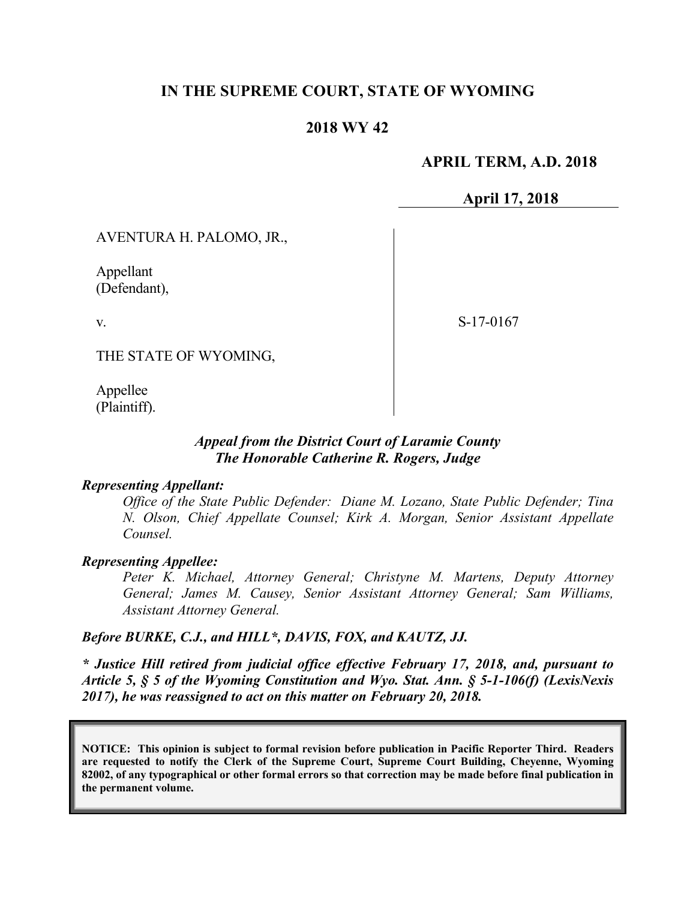# IN THE SUPREME COURT, STATE OF WYOMING

## 2018 WY 42

**APRIL TERM, A.D. 2018**

**April 17, 2018**

| | |
|---|---|
| AVENTURA H. PALOMO, JR.,<br><br>Appellant<br>(Defendant),<br><br>v.<br><br>THE STATE OF WYOMING,<br><br>Appellee<br>(Plaintiff). | S-17-0167 |

***Appeal from the District Court of Laramie County***
***The Honorable Catherine R. Rogers, Judge***

***Representing Appellant:***

*Office of the State Public Defender: Diane M. Lozano, State Public Defender; Tina N. Olson, Chief Appellate Counsel; Kirk A. Morgan, Senior Assistant Appellate Counsel.*

***Representing Appellee:***

*Peter K. Michael, Attorney General; Christyne M. Martens, Deputy Attorney General; James M. Causey, Senior Assistant Attorney General; Sam Williams, Assistant Attorney General.*

***Before BURKE, C.J., and HILL\*, DAVIS, FOX, and KAUTZ, JJ.***

***\* Justice Hill retired from judicial office effective February 17, 2018, and, pursuant to Article 5, § 5 of the Wyoming Constitution and Wyo. Stat. Ann. § 5-1-106(f) (LexisNexis 2017), he was reassigned to act on this matter on February 20, 2018.***

**NOTICE: This opinion is subject to formal revision before publication in Pacific Reporter Third. Readers are requested to notify the Clerk of the Supreme Court, Supreme Court Building, Cheyenne, Wyoming 82002, of any typographical or other formal errors so that correction may be made before final publication in the permanent volume.**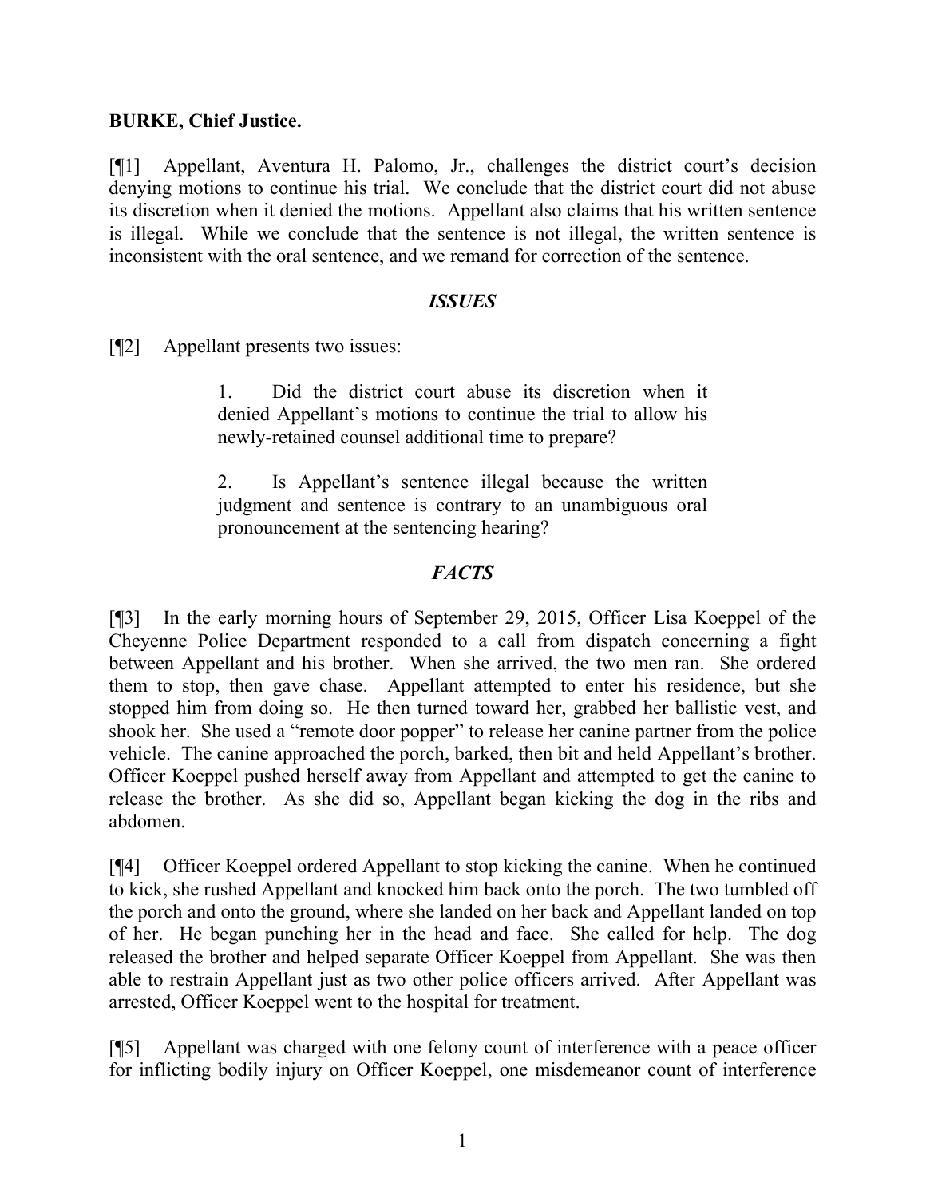**BURKE, Chief Justice.**

[¶1] Appellant, Aventura H. Palomo, Jr., challenges the district court's decision denying motions to continue his trial. We conclude that the district court did not abuse its discretion when it denied the motions. Appellant also claims that his written sentence is illegal. While we conclude that the sentence is not illegal, the written sentence is inconsistent with the oral sentence, and we remand for correction of the sentence.

### *ISSUES*

[¶2] Appellant presents two issues:

> 1. Did the district court abuse its discretion when it denied Appellant's motions to continue the trial to allow his newly-retained counsel additional time to prepare?
>
> 2. Is Appellant's sentence illegal because the written judgment and sentence is contrary to an unambiguous oral pronouncement at the sentencing hearing?

### *FACTS*

[¶3] In the early morning hours of September 29, 2015, Officer Lisa Koeppel of the Cheyenne Police Department responded to a call from dispatch concerning a fight between Appellant and his brother. When she arrived, the two men ran. She ordered them to stop, then gave chase. Appellant attempted to enter his residence, but she stopped him from doing so. He then turned toward her, grabbed her ballistic vest, and shook her. She used a "remote door popper" to release her canine partner from the police vehicle. The canine approached the porch, barked, then bit and held Appellant's brother. Officer Koeppel pushed herself away from Appellant and attempted to get the canine to release the brother. As she did so, Appellant began kicking the dog in the ribs and abdomen.

[¶4] Officer Koeppel ordered Appellant to stop kicking the canine. When he continued to kick, she rushed Appellant and knocked him back onto the porch. The two tumbled off the porch and onto the ground, where she landed on her back and Appellant landed on top of her. He began punching her in the head and face. She called for help. The dog released the brother and helped separate Officer Koeppel from Appellant. She was then able to restrain Appellant just as two other police officers arrived. After Appellant was arrested, Officer Koeppel went to the hospital for treatment.

[¶5] Appellant was charged with one felony count of interference with a peace officer for inflicting bodily injury on Officer Koeppel, one misdemeanor count of interference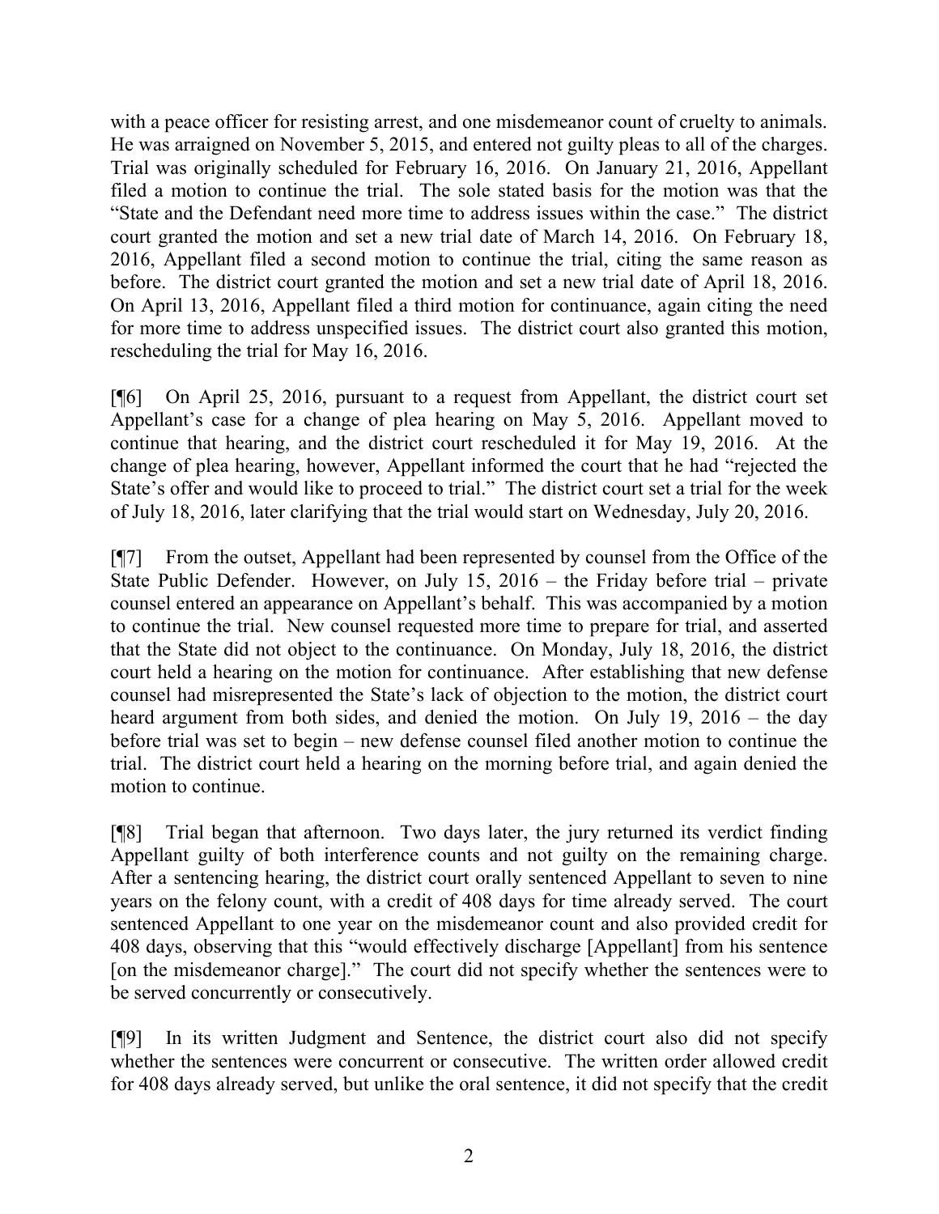with a peace officer for resisting arrest, and one misdemeanor count of cruelty to animals. He was arraigned on November 5, 2015, and entered not guilty pleas to all of the charges. Trial was originally scheduled for February 16, 2016. On January 21, 2016, Appellant filed a motion to continue the trial. The sole stated basis for the motion was that the "State and the Defendant need more time to address issues within the case." The district court granted the motion and set a new trial date of March 14, 2016. On February 18, 2016, Appellant filed a second motion to continue the trial, citing the same reason as before. The district court granted the motion and set a new trial date of April 18, 2016. On April 13, 2016, Appellant filed a third motion for continuance, again citing the need for more time to address unspecified issues. The district court also granted this motion, rescheduling the trial for May 16, 2016.

[¶6] On April 25, 2016, pursuant to a request from Appellant, the district court set Appellant's case for a change of plea hearing on May 5, 2016. Appellant moved to continue that hearing, and the district court rescheduled it for May 19, 2016. At the change of plea hearing, however, Appellant informed the court that he had "rejected the State's offer and would like to proceed to trial." The district court set a trial for the week of July 18, 2016, later clarifying that the trial would start on Wednesday, July 20, 2016.

[¶7] From the outset, Appellant had been represented by counsel from the Office of the State Public Defender. However, on July 15, 2016 – the Friday before trial – private counsel entered an appearance on Appellant's behalf. This was accompanied by a motion to continue the trial. New counsel requested more time to prepare for trial, and asserted that the State did not object to the continuance. On Monday, July 18, 2016, the district court held a hearing on the motion for continuance. After establishing that new defense counsel had misrepresented the State's lack of objection to the motion, the district court heard argument from both sides, and denied the motion. On July 19, 2016 – the day before trial was set to begin – new defense counsel filed another motion to continue the trial. The district court held a hearing on the morning before trial, and again denied the motion to continue.

[¶8] Trial began that afternoon. Two days later, the jury returned its verdict finding Appellant guilty of both interference counts and not guilty on the remaining charge. After a sentencing hearing, the district court orally sentenced Appellant to seven to nine years on the felony count, with a credit of 408 days for time already served. The court sentenced Appellant to one year on the misdemeanor count and also provided credit for 408 days, observing that this "would effectively discharge [Appellant] from his sentence [on the misdemeanor charge]." The court did not specify whether the sentences were to be served concurrently or consecutively.

[¶9] In its written Judgment and Sentence, the district court also did not specify whether the sentences were concurrent or consecutive. The written order allowed credit for 408 days already served, but unlike the oral sentence, it did not specify that the credit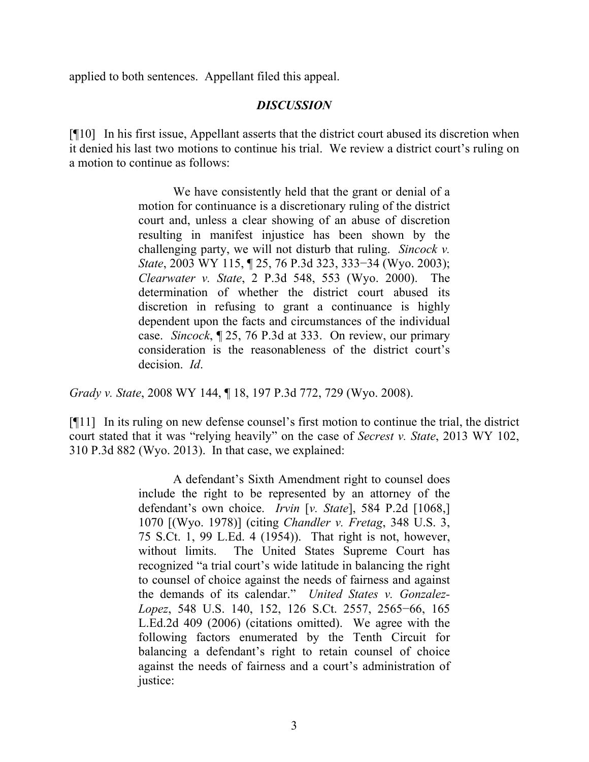applied to both sentences. Appellant filed this appeal.

### *DISCUSSION*

[¶10] In his first issue, Appellant asserts that the district court abused its discretion when it denied his last two motions to continue his trial. We review a district court's ruling on a motion to continue as follows:

> We have consistently held that the grant or denial of a motion for continuance is a discretionary ruling of the district court and, unless a clear showing of an abuse of discretion resulting in manifest injustice has been shown by the challenging party, we will not disturb that ruling. *Sincock v. State*, 2003 WY 115, ¶ 25, 76 P.3d 323, 333−34 (Wyo. 2003); *Clearwater v. State*, 2 P.3d 548, 553 (Wyo. 2000). The determination of whether the district court abused its discretion in refusing to grant a continuance is highly dependent upon the facts and circumstances of the individual case. *Sincock*, ¶ 25, 76 P.3d at 333. On review, our primary consideration is the reasonableness of the district court's decision. *Id*.

*Grady v. State*, 2008 WY 144, ¶ 18, 197 P.3d 772, 729 (Wyo. 2008).

[¶11] In its ruling on new defense counsel's first motion to continue the trial, the district court stated that it was "relying heavily" on the case of *Secrest v. State*, 2013 WY 102, 310 P.3d 882 (Wyo. 2013). In that case, we explained:

> A defendant's Sixth Amendment right to counsel does include the right to be represented by an attorney of the defendant's own choice. *Irvin* [*v. State*], 584 P.2d [1068,] 1070 [(Wyo. 1978)] (citing *Chandler v. Fretag*, 348 U.S. 3, 75 S.Ct. 1, 99 L.Ed. 4 (1954)). That right is not, however, without limits. The United States Supreme Court has recognized "a trial court's wide latitude in balancing the right to counsel of choice against the needs of fairness and against the demands of its calendar." *United States v. Gonzalez-Lopez*, 548 U.S. 140, 152, 126 S.Ct. 2557, 2565−66, 165 L.Ed.2d 409 (2006) (citations omitted). We agree with the following factors enumerated by the Tenth Circuit for balancing a defendant's right to retain counsel of choice against the needs of fairness and a court's administration of justice: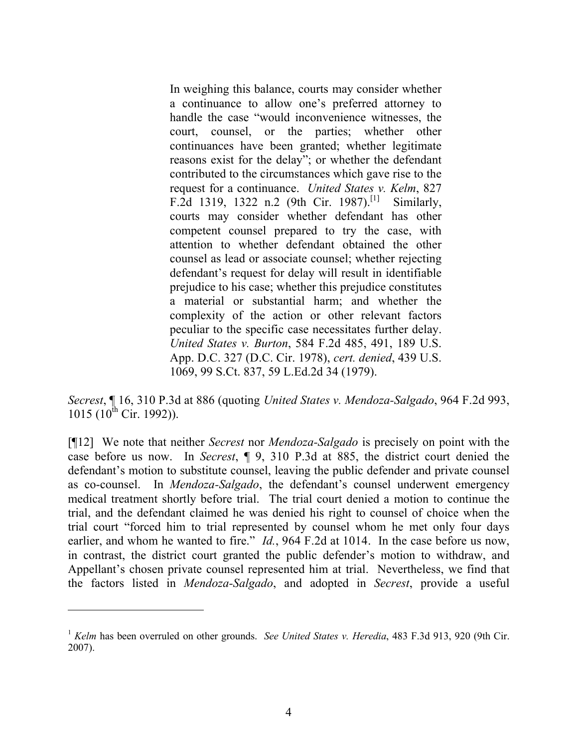> In weighing this balance, courts may consider whether a continuance to allow one's preferred attorney to handle the case "would inconvenience witnesses, the court, counsel, or the parties; whether other continuances have been granted; whether legitimate reasons exist for the delay"; or whether the defendant contributed to the circumstances which gave rise to the request for a continuance. *United States v. Kelm*, 827 F.2d 1319, 1322 n.2 (9th Cir. 1987).[1] Similarly, courts may consider whether defendant has other competent counsel prepared to try the case, with attention to whether defendant obtained the other counsel as lead or associate counsel; whether rejecting defendant's request for delay will result in identifiable prejudice to his case; whether this prejudice constitutes a material or substantial harm; and whether the complexity of the action or other relevant factors peculiar to the specific case necessitates further delay. *United States v. Burton*, 584 F.2d 485, 491, 189 U.S. App. D.C. 327 (D.C. Cir. 1978), *cert. denied*, 439 U.S. 1069, 99 S.Ct. 837, 59 L.Ed.2d 34 (1979).

*Secrest*, ¶ 16, 310 P.3d at 886 (quoting *United States v. Mendoza-Salgado*, 964 F.2d 993, 1015 (10th Cir. 1992)).

[¶12] We note that neither *Secrest* nor *Mendoza-Salgado* is precisely on point with the case before us now. In *Secrest*, ¶ 9, 310 P.3d at 885, the district court denied the defendant's motion to substitute counsel, leaving the public defender and private counsel as co-counsel. In *Mendoza-Salgado*, the defendant's counsel underwent emergency medical treatment shortly before trial. The trial court denied a motion to continue the trial, and the defendant claimed he was denied his right to counsel of choice when the trial court "forced him to trial represented by counsel whom he met only four days earlier, and whom he wanted to fire." *Id.*, 964 F.2d at 1014. In the case before us now, in contrast, the district court granted the public defender's motion to withdraw, and Appellant's chosen private counsel represented him at trial. Nevertheless, we find that the factors listed in *Mendoza-Salgado*, and adopted in *Secrest*, provide a useful

---

[1] *Kelm* has been overruled on other grounds. *See United States v. Heredia*, 483 F.3d 913, 920 (9th Cir. 2007).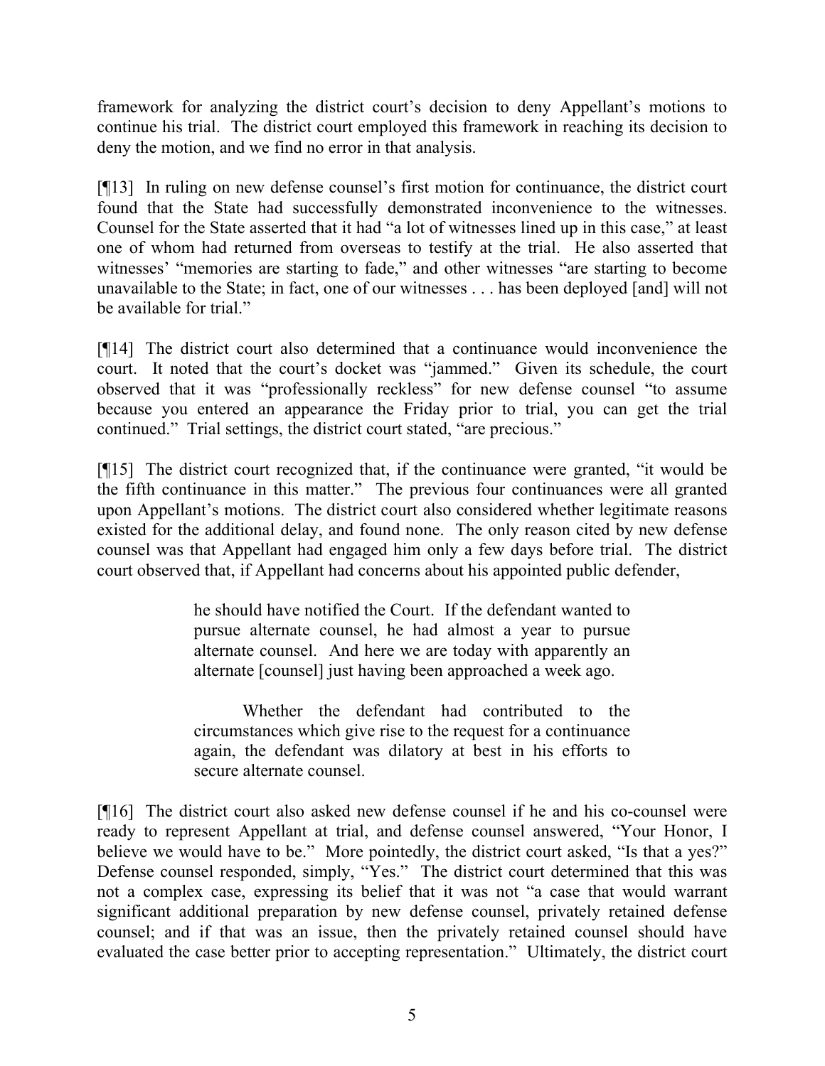framework for analyzing the district court's decision to deny Appellant's motions to continue his trial. The district court employed this framework in reaching its decision to deny the motion, and we find no error in that analysis.

[¶13] In ruling on new defense counsel's first motion for continuance, the district court found that the State had successfully demonstrated inconvenience to the witnesses. Counsel for the State asserted that it had "a lot of witnesses lined up in this case," at least one of whom had returned from overseas to testify at the trial. He also asserted that witnesses' "memories are starting to fade," and other witnesses "are starting to become unavailable to the State; in fact, one of our witnesses . . . has been deployed [and] will not be available for trial."

[¶14] The district court also determined that a continuance would inconvenience the court. It noted that the court's docket was "jammed." Given its schedule, the court observed that it was "professionally reckless" for new defense counsel "to assume because you entered an appearance the Friday prior to trial, you can get the trial continued." Trial settings, the district court stated, "are precious."

[¶15] The district court recognized that, if the continuance were granted, "it would be the fifth continuance in this matter." The previous four continuances were all granted upon Appellant's motions. The district court also considered whether legitimate reasons existed for the additional delay, and found none. The only reason cited by new defense counsel was that Appellant had engaged him only a few days before trial. The district court observed that, if Appellant had concerns about his appointed public defender,

> he should have notified the Court. If the defendant wanted to pursue alternate counsel, he had almost a year to pursue alternate counsel. And here we are today with apparently an alternate [counsel] just having been approached a week ago.
>
> Whether the defendant had contributed to the circumstances which give rise to the request for a continuance again, the defendant was dilatory at best in his efforts to secure alternate counsel.

[¶16] The district court also asked new defense counsel if he and his co-counsel were ready to represent Appellant at trial, and defense counsel answered, "Your Honor, I believe we would have to be." More pointedly, the district court asked, "Is that a yes?" Defense counsel responded, simply, "Yes." The district court determined that this was not a complex case, expressing its belief that it was not "a case that would warrant significant additional preparation by new defense counsel, privately retained defense counsel; and if that was an issue, then the privately retained counsel should have evaluated the case better prior to accepting representation." Ultimately, the district court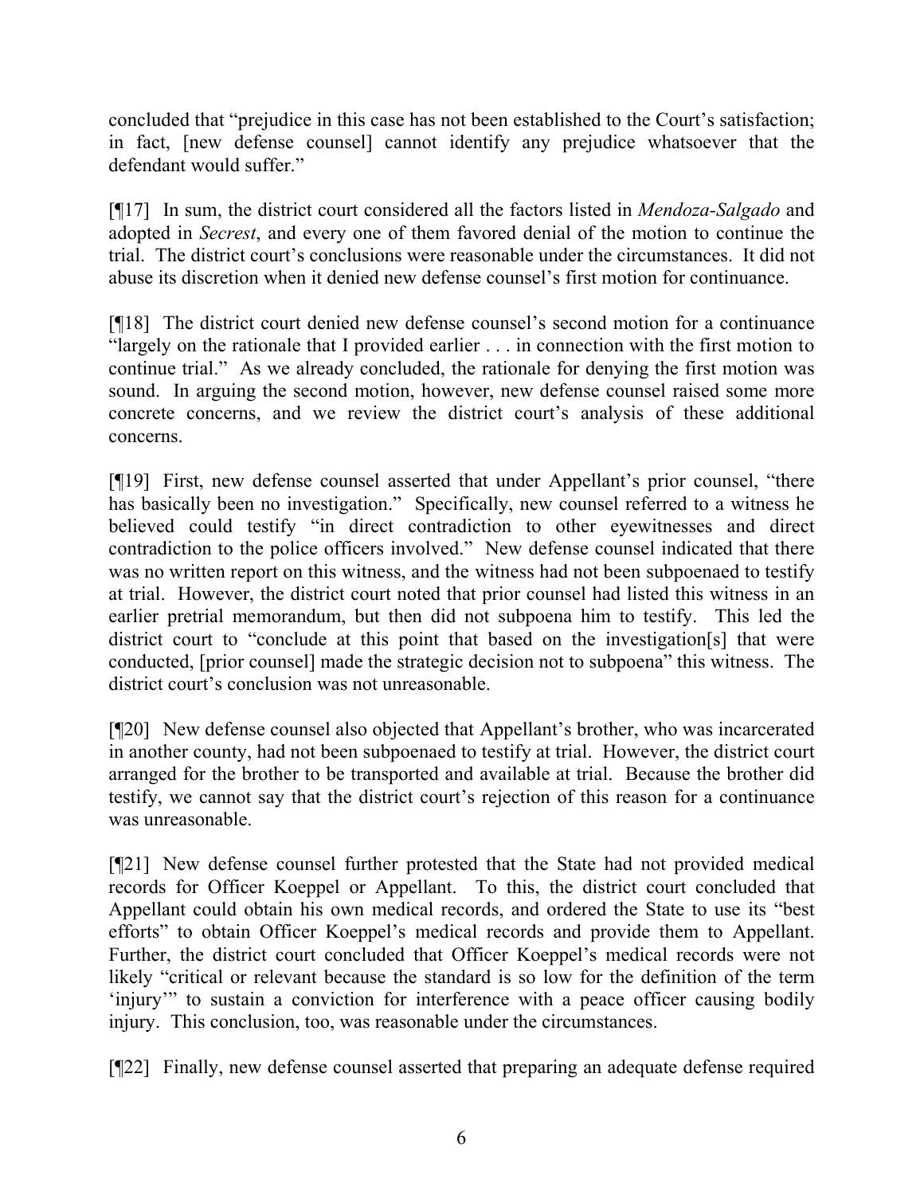concluded that "prejudice in this case has not been established to the Court's satisfaction; in fact, [new defense counsel] cannot identify any prejudice whatsoever that the defendant would suffer."

[¶17] In sum, the district court considered all the factors listed in *Mendoza-Salgado* and adopted in *Secrest*, and every one of them favored denial of the motion to continue the trial. The district court's conclusions were reasonable under the circumstances. It did not abuse its discretion when it denied new defense counsel's first motion for continuance.

[¶18] The district court denied new defense counsel's second motion for a continuance "largely on the rationale that I provided earlier . . . in connection with the first motion to continue trial." As we already concluded, the rationale for denying the first motion was sound. In arguing the second motion, however, new defense counsel raised some more concrete concerns, and we review the district court's analysis of these additional concerns.

[¶19] First, new defense counsel asserted that under Appellant's prior counsel, "there has basically been no investigation." Specifically, new counsel referred to a witness he believed could testify "in direct contradiction to other eyewitnesses and direct contradiction to the police officers involved." New defense counsel indicated that there was no written report on this witness, and the witness had not been subpoenaed to testify at trial. However, the district court noted that prior counsel had listed this witness in an earlier pretrial memorandum, but then did not subpoena him to testify. This led the district court to "conclude at this point that based on the investigation[s] that were conducted, [prior counsel] made the strategic decision not to subpoena" this witness. The district court's conclusion was not unreasonable.

[¶20] New defense counsel also objected that Appellant's brother, who was incarcerated in another county, had not been subpoenaed to testify at trial. However, the district court arranged for the brother to be transported and available at trial. Because the brother did testify, we cannot say that the district court's rejection of this reason for a continuance was unreasonable.

[¶21] New defense counsel further protested that the State had not provided medical records for Officer Koeppel or Appellant. To this, the district court concluded that Appellant could obtain his own medical records, and ordered the State to use its "best efforts" to obtain Officer Koeppel's medical records and provide them to Appellant. Further, the district court concluded that Officer Koeppel's medical records were not likely "critical or relevant because the standard is so low for the definition of the term 'injury'" to sustain a conviction for interference with a peace officer causing bodily injury. This conclusion, too, was reasonable under the circumstances.

[¶22] Finally, new defense counsel asserted that preparing an adequate defense required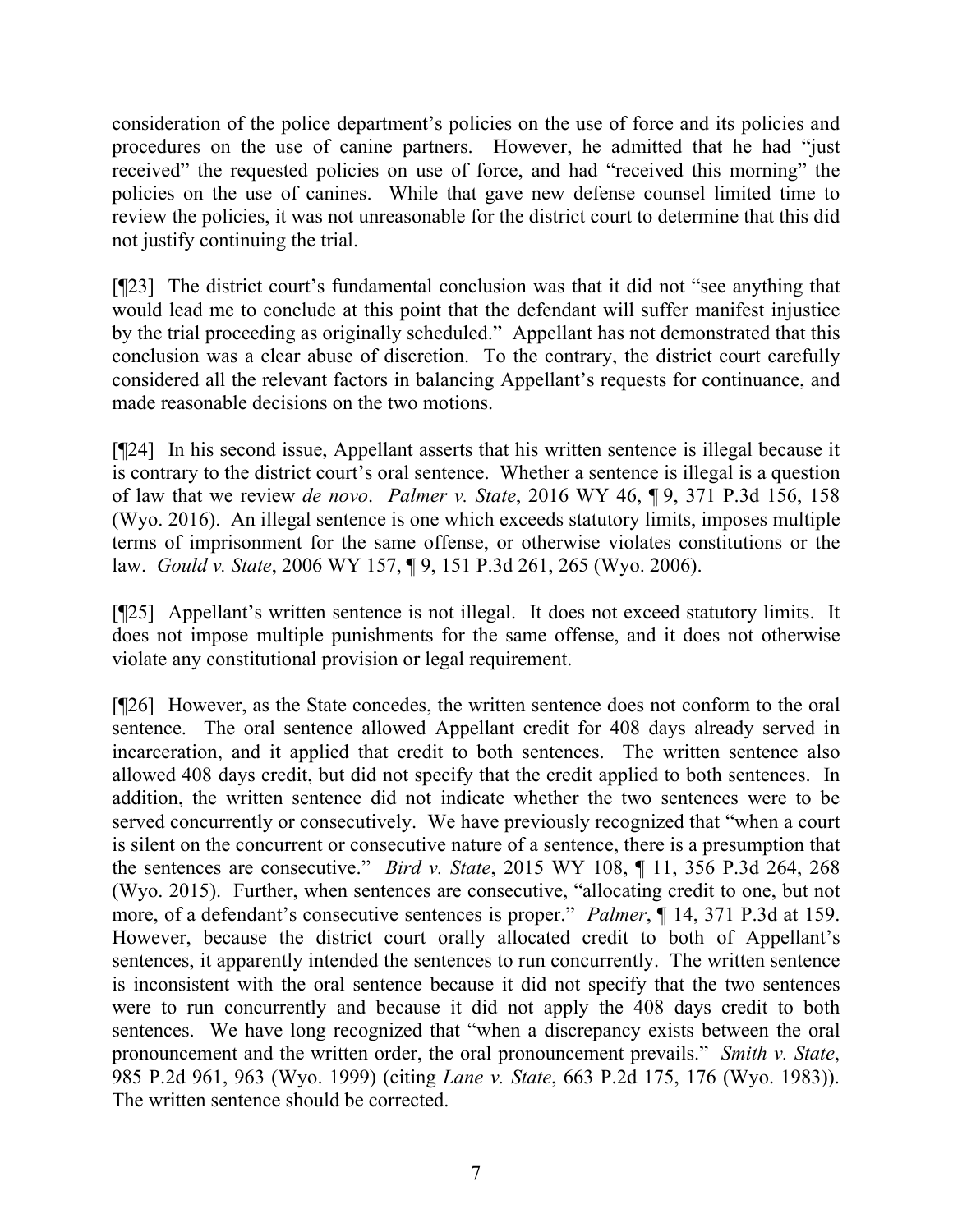consideration of the police department's policies on the use of force and its policies and procedures on the use of canine partners. However, he admitted that he had "just received" the requested policies on use of force, and had "received this morning" the policies on the use of canines. While that gave new defense counsel limited time to review the policies, it was not unreasonable for the district court to determine that this did not justify continuing the trial.

[¶23] The district court's fundamental conclusion was that it did not "see anything that would lead me to conclude at this point that the defendant will suffer manifest injustice by the trial proceeding as originally scheduled." Appellant has not demonstrated that this conclusion was a clear abuse of discretion. To the contrary, the district court carefully considered all the relevant factors in balancing Appellant's requests for continuance, and made reasonable decisions on the two motions.

[¶24] In his second issue, Appellant asserts that his written sentence is illegal because it is contrary to the district court's oral sentence. Whether a sentence is illegal is a question of law that we review *de novo*. *Palmer v. State*, 2016 WY 46, ¶ 9, 371 P.3d 156, 158 (Wyo. 2016). An illegal sentence is one which exceeds statutory limits, imposes multiple terms of imprisonment for the same offense, or otherwise violates constitutions or the law. *Gould v. State*, 2006 WY 157, ¶ 9, 151 P.3d 261, 265 (Wyo. 2006).

[¶25] Appellant's written sentence is not illegal. It does not exceed statutory limits. It does not impose multiple punishments for the same offense, and it does not otherwise violate any constitutional provision or legal requirement.

[¶26] However, as the State concedes, the written sentence does not conform to the oral sentence. The oral sentence allowed Appellant credit for 408 days already served in incarceration, and it applied that credit to both sentences. The written sentence also allowed 408 days credit, but did not specify that the credit applied to both sentences. In addition, the written sentence did not indicate whether the two sentences were to be served concurrently or consecutively. We have previously recognized that "when a court is silent on the concurrent or consecutive nature of a sentence, there is a presumption that the sentences are consecutive." *Bird v. State*, 2015 WY 108, ¶ 11, 356 P.3d 264, 268 (Wyo. 2015). Further, when sentences are consecutive, "allocating credit to one, but not more, of a defendant's consecutive sentences is proper." *Palmer*, ¶ 14, 371 P.3d at 159. However, because the district court orally allocated credit to both of Appellant's sentences, it apparently intended the sentences to run concurrently. The written sentence is inconsistent with the oral sentence because it did not specify that the two sentences were to run concurrently and because it did not apply the 408 days credit to both sentences. We have long recognized that "when a discrepancy exists between the oral pronouncement and the written order, the oral pronouncement prevails." *Smith v. State*, 985 P.2d 961, 963 (Wyo. 1999) (citing *Lane v. State*, 663 P.2d 175, 176 (Wyo. 1983)). The written sentence should be corrected.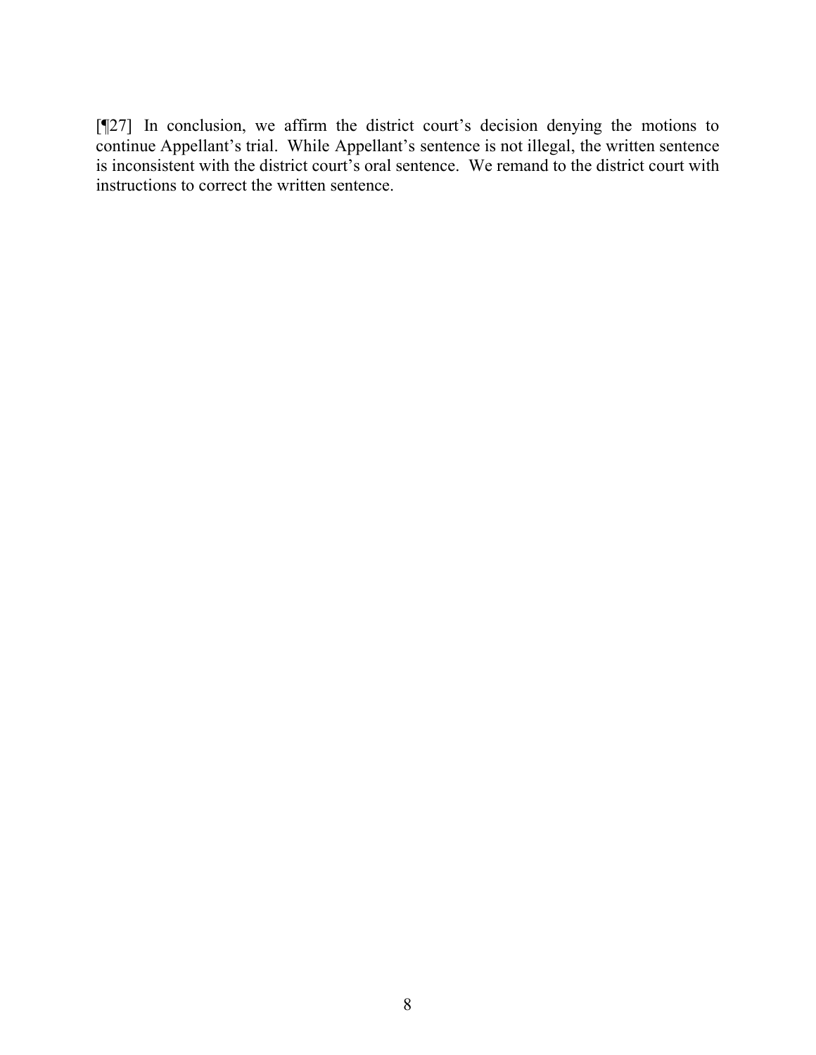[¶27] In conclusion, we affirm the district court's decision denying the motions to continue Appellant's trial. While Appellant's sentence is not illegal, the written sentence is inconsistent with the district court's oral sentence. We remand to the district court with instructions to correct the written sentence.